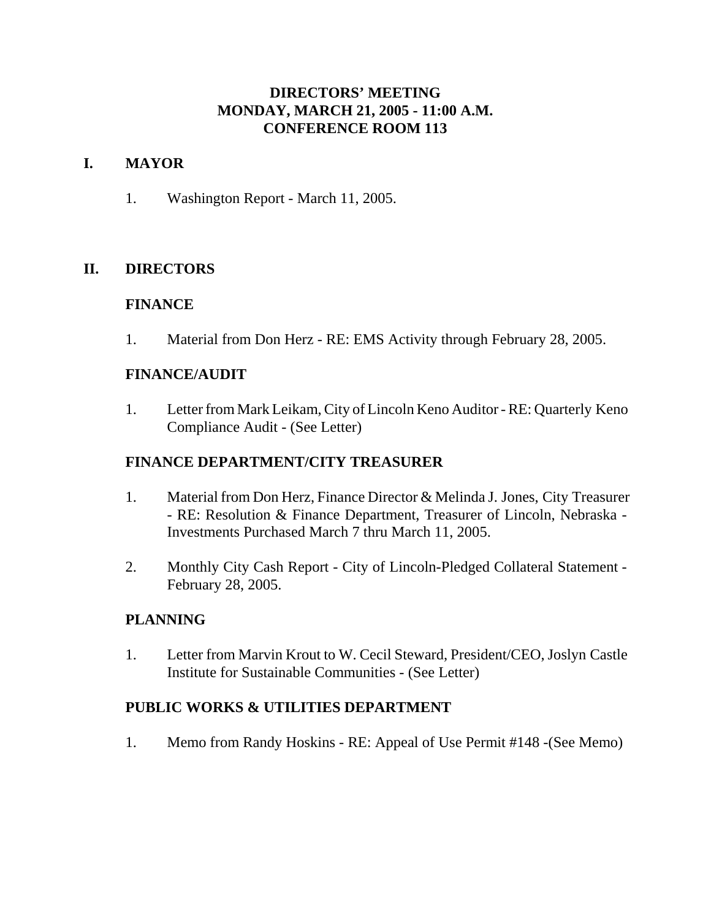# DIRECTORS' MEETING
# MONDAY, MARCH 21, 2005 - 11:00 A.M.
# CONFERENCE ROOM 113

## I. MAYOR

1. Washington Report - March 11, 2005.

## II. DIRECTORS

### FINANCE

1. Material from Don Herz - RE: EMS Activity through February 28, 2005.

### FINANCE/AUDIT

1. Letter from Mark Leikam, City of Lincoln Keno Auditor - RE: Quarterly Keno Compliance Audit - (See Letter)

### FINANCE DEPARTMENT/CITY TREASURER

1. Material from Don Herz, Finance Director & Melinda J. Jones, City Treasurer - RE: Resolution & Finance Department, Treasurer of Lincoln, Nebraska - Investments Purchased March 7 thru March 11, 2005.

2. Monthly City Cash Report - City of Lincoln-Pledged Collateral Statement - February 28, 2005.

### PLANNING

1. Letter from Marvin Krout to W. Cecil Steward, President/CEO, Joslyn Castle Institute for Sustainable Communities - (See Letter)

### PUBLIC WORKS & UTILITIES DEPARTMENT

1. Memo from Randy Hoskins - RE: Appeal of Use Permit #148 -(See Memo)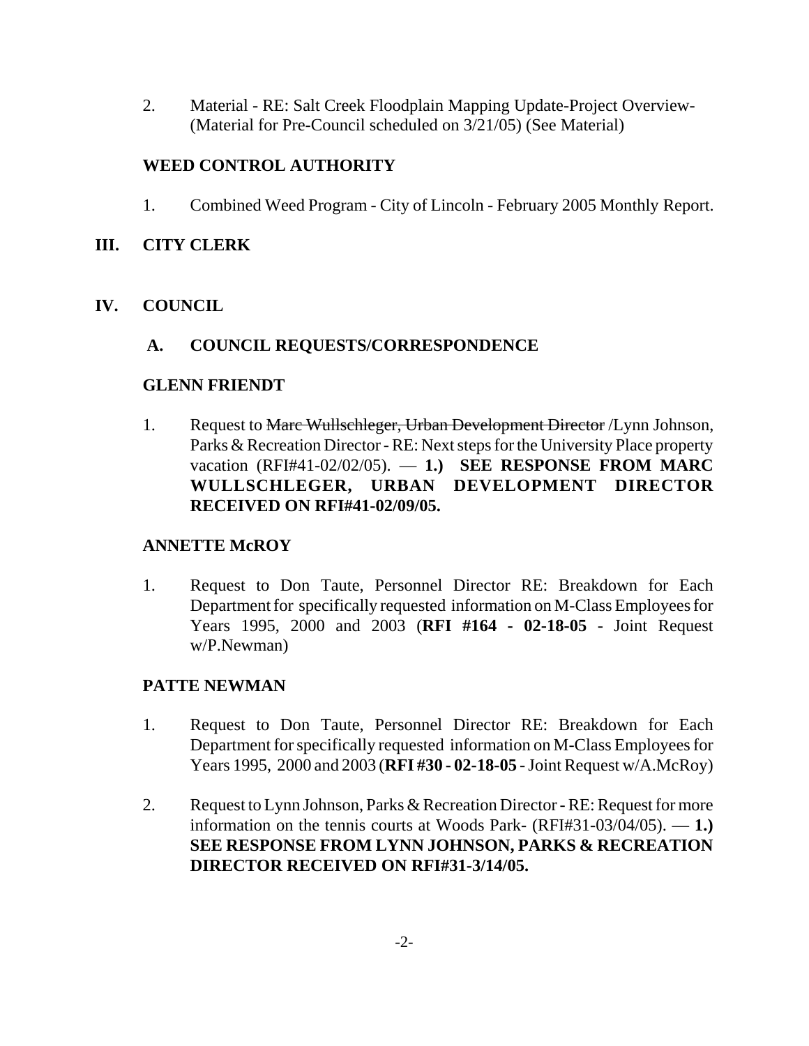2. Material - RE: Salt Creek Floodplain Mapping Update-Project Overview- (Material for Pre-Council scheduled on 3/21/05) (See Material)

**WEED CONTROL AUTHORITY**

1. Combined Weed Program - City of Lincoln - February 2005 Monthly Report.

## III. CITY CLERK

## IV. COUNCIL

### A. COUNCIL REQUESTS/CORRESPONDENCE

**GLENN FRIENDT**

1. Request to ~~Marc Wullschleger, Urban Development Director~~ /Lynn Johnson, Parks & Recreation Director - RE: Next steps for the University Place property vacation (RFI#41-02/02/05). — **1.) SEE RESPONSE FROM MARC WULLSCHLEGER, URBAN DEVELOPMENT DIRECTOR RECEIVED ON RFI#41-02/09/05.**

**ANNETTE McROY**

1. Request to Don Taute, Personnel Director RE: Breakdown for Each Department for specifically requested information on M-Class Employees for Years 1995, 2000 and 2003 (**RFI #164 - 02-18-05** - Joint Request w/P.Newman)

**PATTE NEWMAN**

1. Request to Don Taute, Personnel Director RE: Breakdown for Each Department for specifically requested information on M-Class Employees for Years 1995, 2000 and 2003 (**RFI #30 - 02-18-05** - Joint Request w/A.McRoy)

2. Request to Lynn Johnson, Parks & Recreation Director - RE: Request for more information on the tennis courts at Woods Park- (RFI#31-03/04/05). — **1.) SEE RESPONSE FROM LYNN JOHNSON, PARKS & RECREATION DIRECTOR RECEIVED ON RFI#31-3/14/05.**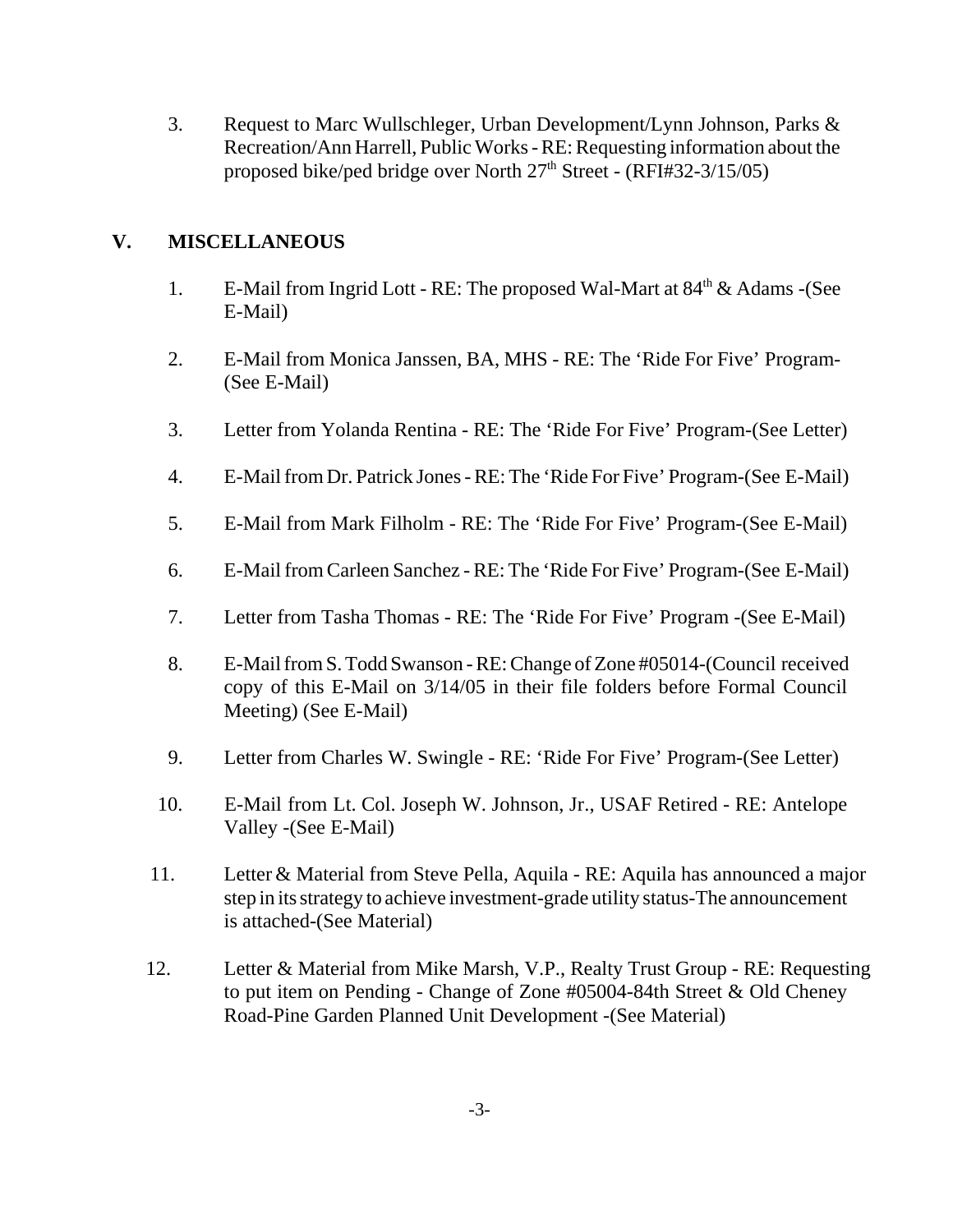3. Request to Marc Wullschleger, Urban Development/Lynn Johnson, Parks & Recreation/Ann Harrell, Public Works - RE: Requesting information about the proposed bike/ped bridge over North 27th Street - (RFI#32-3/15/05)

## V. MISCELLANEOUS

1. E-Mail from Ingrid Lott - RE: The proposed Wal-Mart at 84th & Adams -(See E-Mail)

2. E-Mail from Monica Janssen, BA, MHS - RE: The 'Ride For Five' Program-(See E-Mail)

3. Letter from Yolanda Rentina - RE: The 'Ride For Five' Program-(See Letter)

4. E-Mail from Dr. Patrick Jones - RE: The 'Ride For Five' Program-(See E-Mail)

5. E-Mail from Mark Filholm - RE: The 'Ride For Five' Program-(See E-Mail)

6. E-Mail from Carleen Sanchez - RE: The 'Ride For Five' Program-(See E-Mail)

7. Letter from Tasha Thomas - RE: The 'Ride For Five' Program -(See E-Mail)

8. E-Mail from S. Todd Swanson - RE: Change of Zone #05014-(Council received copy of this E-Mail on 3/14/05 in their file folders before Formal Council Meeting) (See E-Mail)

9. Letter from Charles W. Swingle - RE: 'Ride For Five' Program-(See Letter)

10. E-Mail from Lt. Col. Joseph W. Johnson, Jr., USAF Retired - RE: Antelope Valley -(See E-Mail)

11. Letter & Material from Steve Pella, Aquila - RE: Aquila has announced a major step in its strategy to achieve investment-grade utility status-The announcement is attached-(See Material)

12. Letter & Material from Mike Marsh, V.P., Realty Trust Group - RE: Requesting to put item on Pending - Change of Zone #05004-84th Street & Old Cheney Road-Pine Garden Planned Unit Development -(See Material)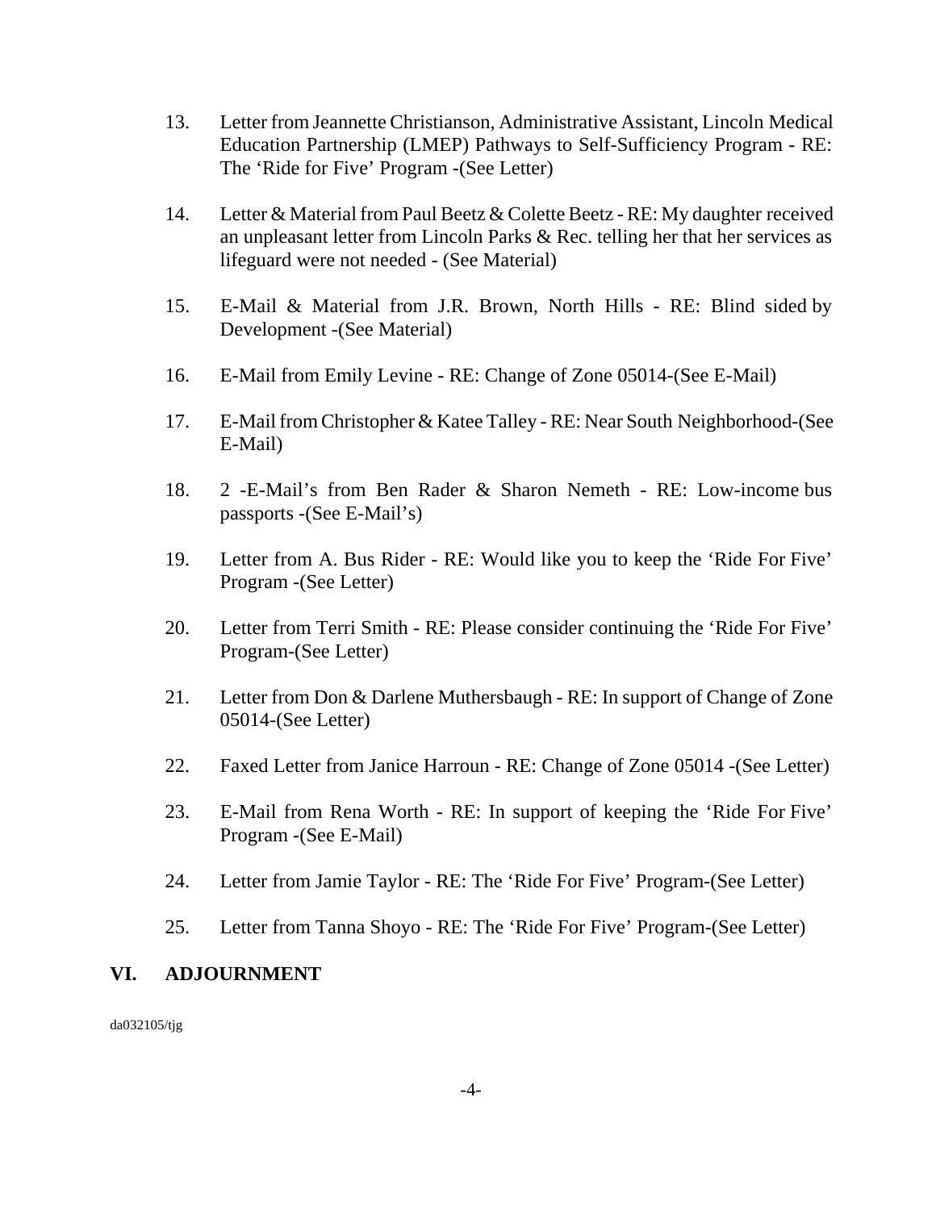13. Letter from Jeannette Christianson, Administrative Assistant, Lincoln Medical Education Partnership (LMEP) Pathways to Self-Sufficiency Program - RE: The 'Ride for Five' Program -(See Letter)

14. Letter & Material from Paul Beetz & Colette Beetz - RE: My daughter received an unpleasant letter from Lincoln Parks & Rec. telling her that her services as lifeguard were not needed - (See Material)

15. E-Mail & Material from J.R. Brown, North Hills - RE: Blind sided by Development -(See Material)

16. E-Mail from Emily Levine - RE: Change of Zone 05014-(See E-Mail)

17. E-Mail from Christopher & Katee Talley - RE: Near South Neighborhood-(See E-Mail)

18. 2 -E-Mail's from Ben Rader & Sharon Nemeth - RE: Low-income bus passports -(See E-Mail's)

19. Letter from A. Bus Rider - RE: Would like you to keep the 'Ride For Five' Program -(See Letter)

20. Letter from Terri Smith - RE: Please consider continuing the 'Ride For Five' Program-(See Letter)

21. Letter from Don & Darlene Muthersbaugh - RE: In support of Change of Zone 05014-(See Letter)

22. Faxed Letter from Janice Harroun - RE: Change of Zone 05014 -(See Letter)

23. E-Mail from Rena Worth - RE: In support of keeping the 'Ride For Five' Program -(See E-Mail)

24. Letter from Jamie Taylor - RE: The 'Ride For Five' Program-(See Letter)

25. Letter from Tanna Shoyo - RE: The 'Ride For Five' Program-(See Letter)

## VI. ADJOURNMENT

da032105/tjg